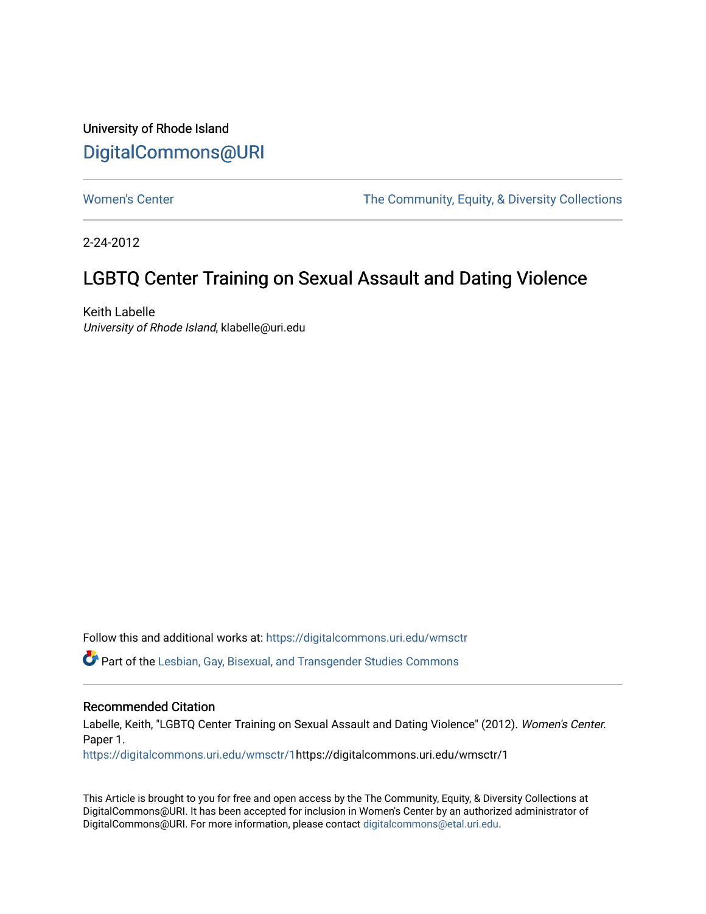University of Rhode Island

DigitalCommons@URI

Women's Center

The Community, Equity, & Diversity Collections

2-24-2012

# LGBTQ Center Training on Sexual Assault and Dating Violence

Keith Labelle
*University of Rhode Island*, klabelle@uri.edu

Follow this and additional works at: https://digitalcommons.uri.edu/wmsctr

Part of the Lesbian, Gay, Bisexual, and Transgender Studies Commons

## Recommended Citation

Labelle, Keith, "LGBTQ Center Training on Sexual Assault and Dating Violence" (2012). *Women's Center.* Paper 1.
https://digitalcommons.uri.edu/wmsctr/1https://digitalcommons.uri.edu/wmsctr/1

This Article is brought to you for free and open access by the The Community, Equity, & Diversity Collections at DigitalCommons@URI. It has been accepted for inclusion in Women's Center by an authorized administrator of DigitalCommons@URI. For more information, please contact digitalcommons@etal.uri.edu.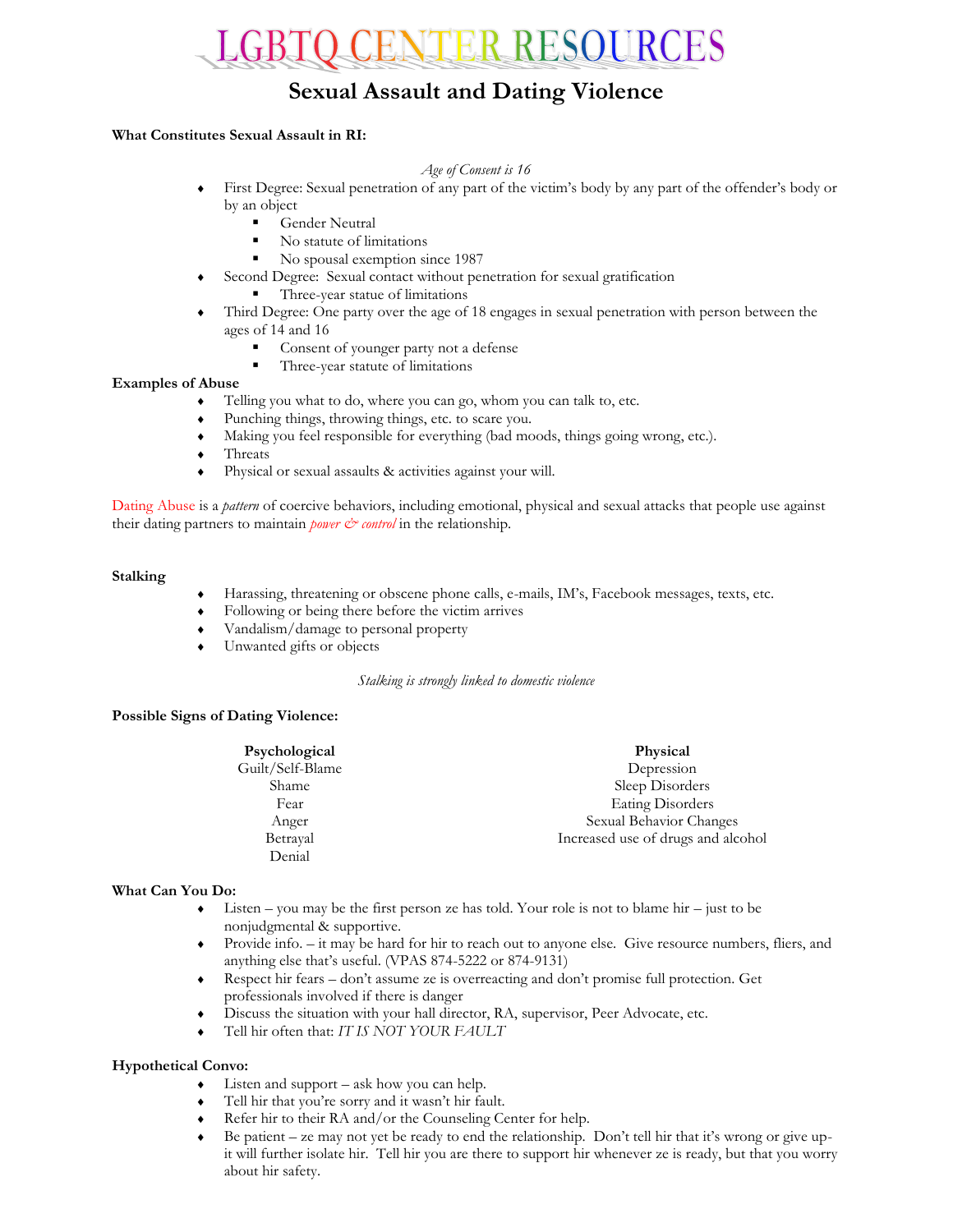# LGBTQ CENTER RESOURCES

## Sexual Assault and Dating Violence

**What Constitutes Sexual Assault in RI:**

*Age of Consent is 16*

- First Degree: Sexual penetration of any part of the victim's body by any part of the offender's body or by an object
  - Gender Neutral
  - No statute of limitations
  - No spousal exemption since 1987
- Second Degree: Sexual contact without penetration for sexual gratification
  - Three-year statue of limitations
- Third Degree: One party over the age of 18 engages in sexual penetration with person between the ages of 14 and 16
  - Consent of younger party not a defense
  - Three-year statute of limitations

**Examples of Abuse**

- Telling you what to do, where you can go, whom you can talk to, etc.
- Punching things, throwing things, etc. to scare you.
- Making you feel responsible for everything (bad moods, things going wrong, etc.).
- Threats
- Physical or sexual assaults & activities against your will.

Dating Abuse is a *pattern* of coercive behaviors, including emotional, physical and sexual attacks that people use against their dating partners to maintain *power & control* in the relationship.

**Stalking**

- Harassing, threatening or obscene phone calls, e-mails, IM's, Facebook messages, texts, etc.
- Following or being there before the victim arrives
- Vandalism/damage to personal property
- Unwanted gifts or objects

*Stalking is strongly linked to domestic violence*

**Possible Signs of Dating Violence:**

| Psychological | Physical |
|---|---|
| Guilt/Self-Blame | Depression |
| Shame | Sleep Disorders |
| Fear | Eating Disorders |
| Anger | Sexual Behavior Changes |
| Betrayal | Increased use of drugs and alcohol |
| Denial | |

**What Can You Do:**

- Listen – you may be the first person ze has told. Your role is not to blame hir – just to be nonjudgmental & supportive.
- Provide info. – it may be hard for hir to reach out to anyone else. Give resource numbers, fliers, and anything else that's useful. (VPAS 874-5222 or 874-9131)
- Respect hir fears – don't assume ze is overreacting and don't promise full protection. Get professionals involved if there is danger
- Discuss the situation with your hall director, RA, supervisor, Peer Advocate, etc.
- Tell hir often that: *IT IS NOT YOUR FAULT*

**Hypothetical Convo:**

- Listen and support – ask how you can help.
- Tell hir that you're sorry and it wasn't hir fault.
- Refer hir to their RA and/or the Counseling Center for help.
- Be patient – ze may not yet be ready to end the relationship. Don't tell hir that it's wrong or give up-it will further isolate hir. Tell hir you are there to support hir whenever ze is ready, but that you worry about hir safety.